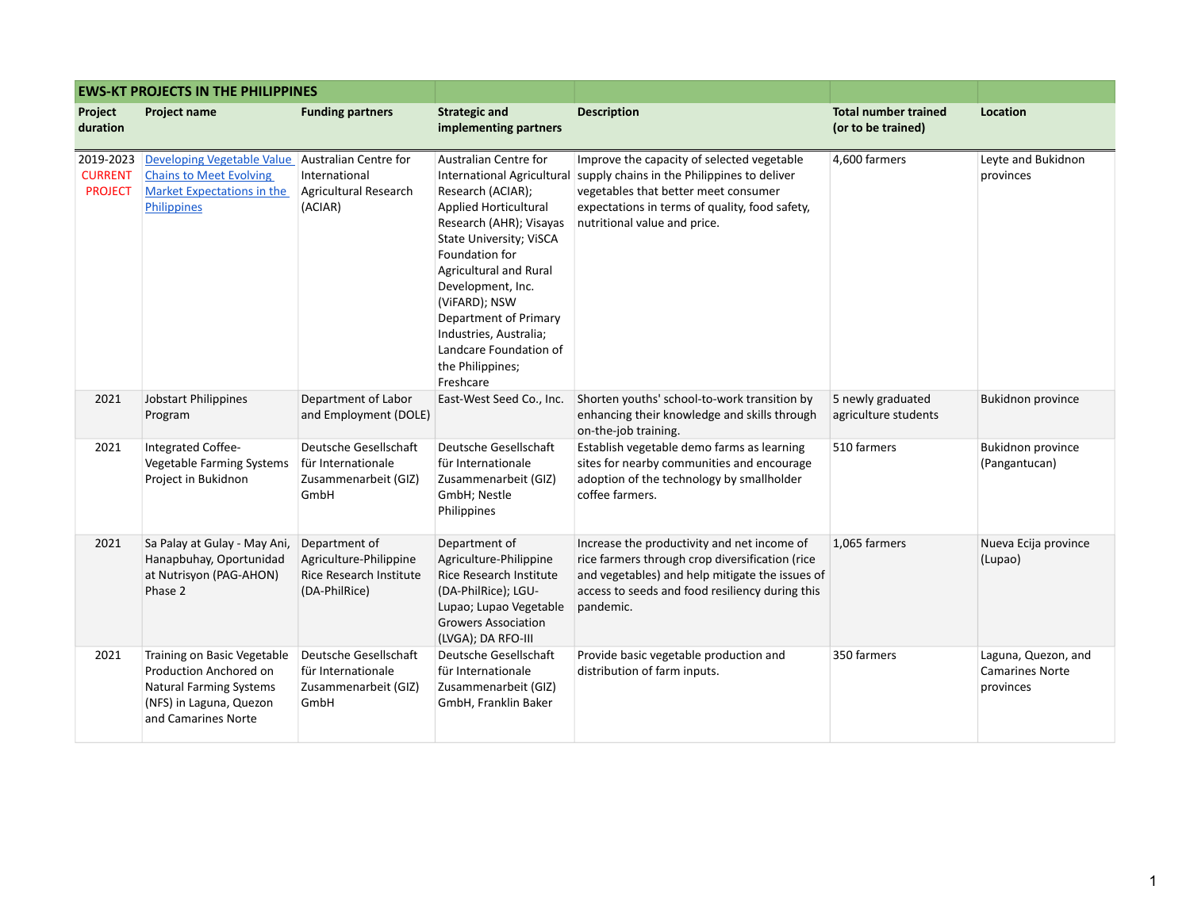| EWS-KT PROJECTS IN THE PHILIPPINES | | | | | | |
|---|---|---|---|---|---|---|
| **Project duration** | **Project name** | **Funding partners** | **Strategic and implementing partners** | **Description** | **Total number trained (or to be trained)** | **Location** |
| 2019-2023 CURRENT PROJECT | Developing Vegetable Value Chains to Meet Evolving Market Expectations in the Philippines | Australian Centre for International Agricultural Research (ACIAR) | Australian Centre for International Agricultural Research (ACIAR); Applied Horticultural Research (AHR); Visayas State University; ViSCA Foundation for Agricultural and Rural Development, Inc. (ViFARD); NSW Department of Primary Industries, Australia; Landcare Foundation of the Philippines; Freshcare | Improve the capacity of selected vegetable supply chains in the Philippines to deliver vegetables that better meet consumer expectations in terms of quality, food safety, nutritional value and price. | 4,600 farmers | Leyte and Bukidnon provinces |
| 2021 | Jobstart Philippines Program | Department of Labor and Employment (DOLE) | East-West Seed Co., Inc. | Shorten youths' school-to-work transition by enhancing their knowledge and skills through on-the-job training. | 5 newly graduated agriculture students | Bukidnon province |
| 2021 | Integrated Coffee-Vegetable Farming Systems Project in Bukidnon | Deutsche Gesellschaft für Internationale Zusammenarbeit (GIZ) GmbH | Deutsche Gesellschaft für Internationale Zusammenarbeit (GIZ) GmbH; Nestle Philippines | Establish vegetable demo farms as learning sites for nearby communities and encourage adoption of the technology by smallholder coffee farmers. | 510 farmers | Bukidnon province (Pangantucan) |
| 2021 | Sa Palay at Gulay - May Ani, Hanapbuhay, Oportunidad at Nutrisyon (PAG-AHON) Phase 2 | Department of Agriculture-Philippine Rice Research Institute (DA-PhilRice) | Department of Agriculture-Philippine Rice Research Institute (DA-PhilRice); LGU-Lupao; Lupao Vegetable Growers Association (LVGA); DA RFO-III | Increase the productivity and net income of rice farmers through crop diversification (rice and vegetables) and help mitigate the issues of access to seeds and food resiliency during this pandemic. | 1,065 farmers | Nueva Ecija province (Lupao) |
| 2021 | Training on Basic Vegetable Production Anchored on Natural Farming Systems (NFS) in Laguna, Quezon and Camarines Norte | Deutsche Gesellschaft für Internationale Zusammenarbeit (GIZ) GmbH | Deutsche Gesellschaft für Internationale Zusammenarbeit (GIZ) GmbH, Franklin Baker | Provide basic vegetable production and distribution of farm inputs. | 350 farmers | Laguna, Quezon, and Camarines Norte provinces |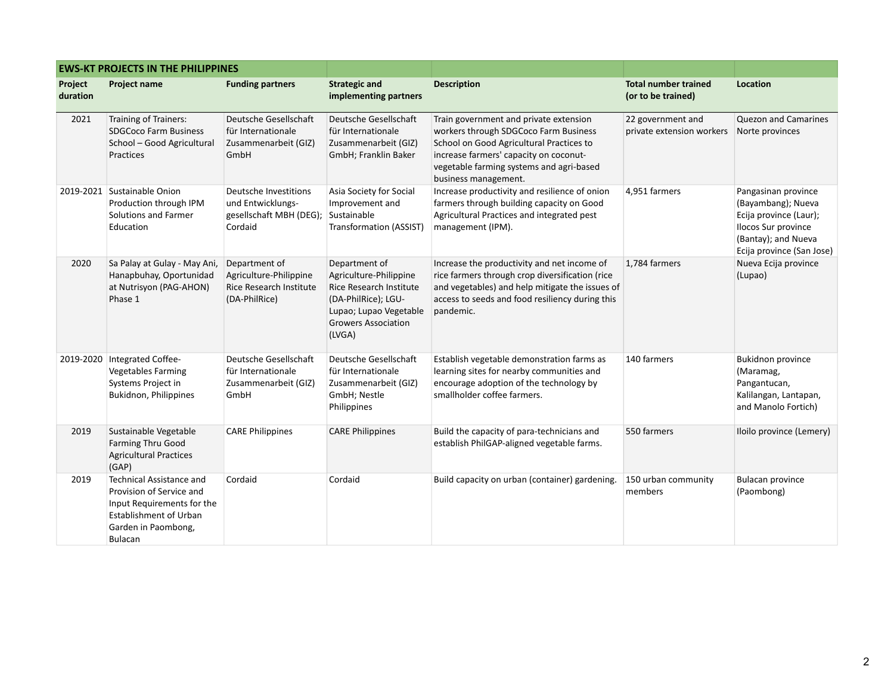| EWS-KT PROJECTS IN THE PHILIPPINES | | | | | | |
|---|---|---|---|---|---|---|
| **Project duration** | **Project name** | **Funding partners** | **Strategic and implementing partners** | **Description** | **Total number trained (or to be trained)** | **Location** |
| 2021 | Training of Trainers: SDGCoco Farm Business School – Good Agricultural Practices | Deutsche Gesellschaft für Internationale Zusammenarbeit (GIZ) GmbH | Deutsche Gesellschaft für Internationale Zusammenarbeit (GIZ) GmbH; Franklin Baker | Train government and private extension workers through SDGCoco Farm Business School on Good Agricultural Practices to increase farmers' capacity on coconut-vegetable farming systems and agri-based business management. | 22 government and private extension workers | Quezon and Camarines Norte provinces |
| 2019-2021 | Sustainable Onion Production through IPM Solutions and Farmer Education | Deutsche Investitions und Entwicklungs-gesellschaft MBH (DEG); Cordaid | Asia Society for Social Improvement and Sustainable Transformation (ASSIST) | Increase productivity and resilience of onion farmers through building capacity on Good Agricultural Practices and integrated pest management (IPM). | 4,951 farmers | Pangasinan province (Bayambang); Nueva Ecija province (Laur); Ilocos Sur province (Bantay); and Nueva Ecija province (San Jose) |
| 2020 | Sa Palay at Gulay - May Ani, Hanapbuhay, Oportunidad at Nutrisyon (PAG-AHON) Phase 1 | Department of Agriculture-Philippine Rice Research Institute (DA-PhilRice) | Department of Agriculture-Philippine Rice Research Institute (DA-PhilRice); LGU-Lupao; Lupao Vegetable Growers Association (LVGA) | Increase the productivity and net income of rice farmers through crop diversification (rice and vegetables) and help mitigate the issues of access to seeds and food resiliency during this pandemic. | 1,784 farmers | Nueva Ecija province (Lupao) |
| 2019-2020 | Integrated Coffee-Vegetables Farming Systems Project in Bukidnon, Philippines | Deutsche Gesellschaft für Internationale Zusammenarbeit (GIZ) GmbH | Deutsche Gesellschaft für Internationale Zusammenarbeit (GIZ) GmbH; Nestle Philippines | Establish vegetable demonstration farms as learning sites for nearby communities and encourage adoption of the technology by smallholder coffee farmers. | 140 farmers | Bukidnon province (Maramag, Pangantucan, Kalilangan, Lantapan, and Manolo Fortich) |
| 2019 | Sustainable Vegetable Farming Thru Good Agricultural Practices (GAP) | CARE Philippines | CARE Philippines | Build the capacity of para-technicians and establish PhilGAP-aligned vegetable farms. | 550 farmers | Iloilo province (Lemery) |
| 2019 | Technical Assistance and Provision of Service and Input Requirements for the Establishment of Urban Garden in Paombong, Bulacan | Cordaid | Cordaid | Build capacity on urban (container) gardening. | 150 urban community members | Bulacan province (Paombong) |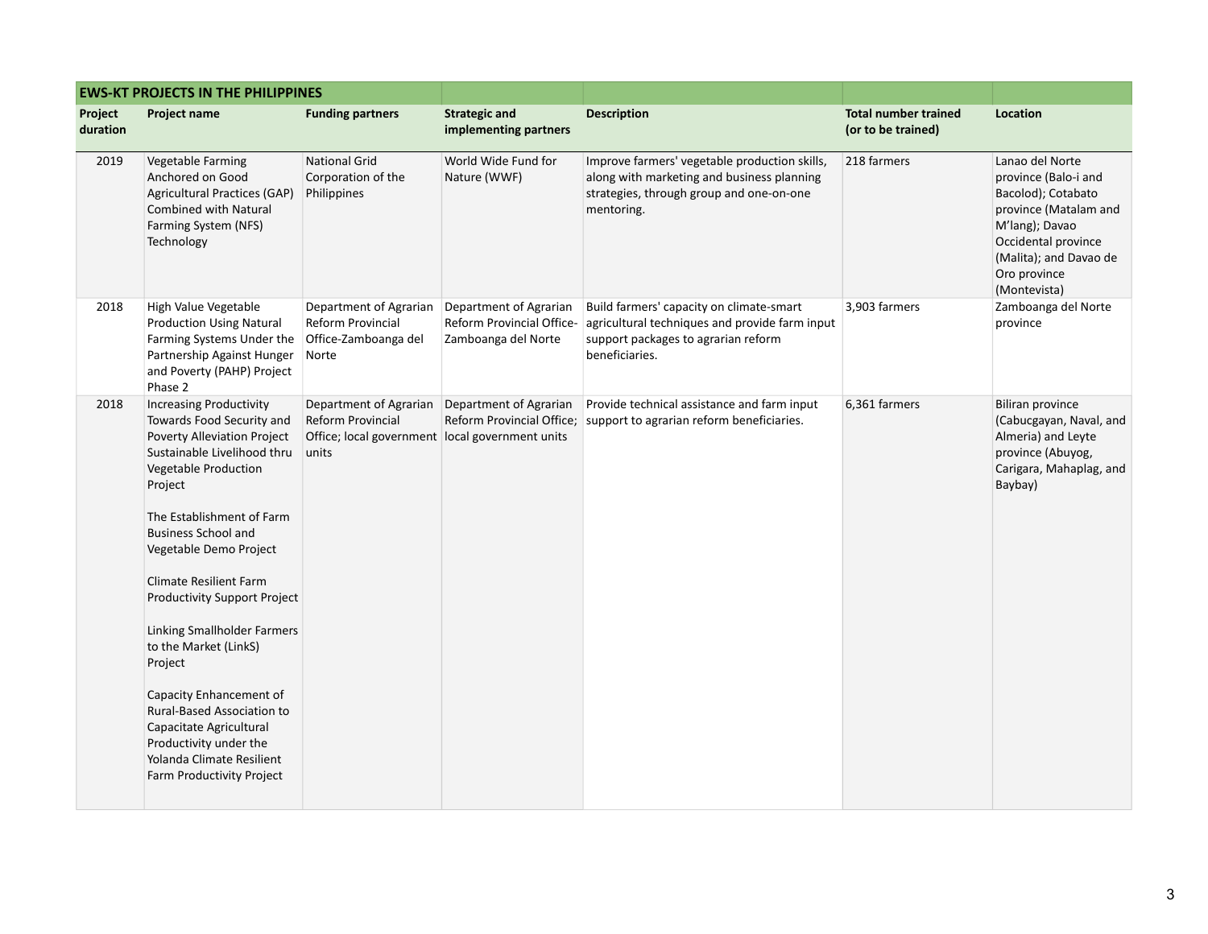| EWS-KT PROJECTS IN THE PHILIPPINES | | | | | | |
|---|---|---|---|---|---|---|
| **Project duration** | **Project name** | **Funding partners** | **Strategic and implementing partners** | **Description** | **Total number trained (or to be trained)** | **Location** |
| 2019 | Vegetable Farming Anchored on Good Agricultural Practices (GAP) Combined with Natural Farming System (NFS) Technology | National Grid Corporation of the Philippines | World Wide Fund for Nature (WWF) | Improve farmers' vegetable production skills, along with marketing and business planning strategies, through group and one-on-one mentoring. | 218 farmers | Lanao del Norte province (Balo-i and Bacolod); Cotabato province (Matalam and M'lang); Davao Occidental province (Malita); and Davao de Oro province (Montevista) |
| 2018 | High Value Vegetable Production Using Natural Farming Systems Under the Partnership Against Hunger and Poverty (PAHP) Project Phase 2 | Department of Agrarian Reform Provincial Office-Zamboanga del Norte | Department of Agrarian Reform Provincial Office-Zamboanga del Norte | Build farmers' capacity on climate-smart agricultural techniques and provide farm input support packages to agrarian reform beneficiaries. | 3,903 farmers | Zamboanga del Norte province |
| 2018 | Increasing Productivity Towards Food Security and Poverty Alleviation Project Sustainable Livelihood thru Vegetable Production Project<br><br>The Establishment of Farm Business School and Vegetable Demo Project<br><br>Climate Resilient Farm Productivity Support Project<br><br>Linking Smallholder Farmers to the Market (LinkS) Project<br><br>Capacity Enhancement of Rural-Based Association to Capacitate Agricultural Productivity under the Yolanda Climate Resilient Farm Productivity Project | Department of Agrarian Reform Provincial Office; local government units | Department of Agrarian Reform Provincial Office; local government units | Provide technical assistance and farm input support to agrarian reform beneficiaries. | 6,361 farmers | Biliran province (Cabucgayan, Naval, and Almeria) and Leyte province (Abuyog, Carigara, Mahaplag, and Baybay) |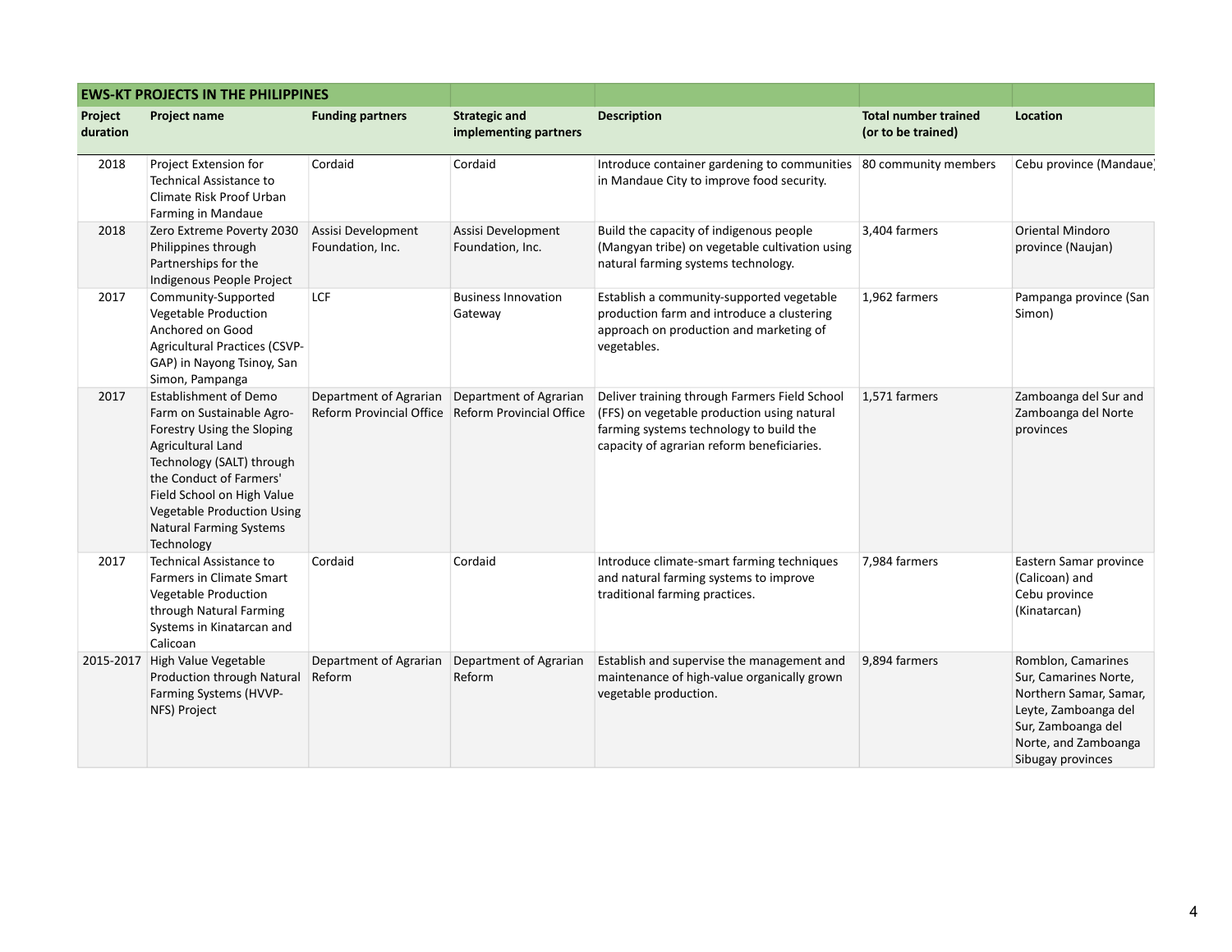| EWS-KT PROJECTS IN THE PHILIPPINES | | | | | | |
|---|---|---|---|---|---|---|
| **Project duration** | **Project name** | **Funding partners** | **Strategic and implementing partners** | **Description** | **Total number trained (or to be trained)** | **Location** |
| 2018 | Project Extension for Technical Assistance to Climate Risk Proof Urban Farming in Mandaue | Cordaid | Cordaid | Introduce container gardening to communities in Mandaue City to improve food security. | 80 community members | Cebu province (Mandaue) |
| 2018 | Zero Extreme Poverty 2030 Philippines through Partnerships for the Indigenous People Project | Assisi Development Foundation, Inc. | Assisi Development Foundation, Inc. | Build the capacity of indigenous people (Mangyan tribe) on vegetable cultivation using natural farming systems technology. | 3,404 farmers | Oriental Mindoro province (Naujan) |
| 2017 | Community-Supported Vegetable Production Anchored on Good Agricultural Practices (CSVP-GAP) in Nayong Tsinoy, San Simon, Pampanga | LCF | Business Innovation Gateway | Establish a community-supported vegetable production farm and introduce a clustering approach on production and marketing of vegetables. | 1,962 farmers | Pampanga province (San Simon) |
| 2017 | Establishment of Demo Farm on Sustainable Agro-Forestry Using the Sloping Agricultural Land Technology (SALT) through the Conduct of Farmers' Field School on High Value Vegetable Production Using Natural Farming Systems Technology | Department of Agrarian Reform Provincial Office | Department of Agrarian Reform Provincial Office | Deliver training through Farmers Field School (FFS) on vegetable production using natural farming systems technology to build the capacity of agrarian reform beneficiaries. | 1,571 farmers | Zamboanga del Sur and Zamboanga del Norte provinces |
| 2017 | Technical Assistance to Farmers in Climate Smart Vegetable Production through Natural Farming Systems in Kinatarcan and Calicoan | Cordaid | Cordaid | Introduce climate-smart farming techniques and natural farming systems to improve traditional farming practices. | 7,984 farmers | Eastern Samar province (Calicoan) and Cebu province (Kinatarcan) |
| 2015-2017 | High Value Vegetable Production through Natural Farming Systems (HVVP-NFS) Project | Department of Agrarian Reform | Department of Agrarian Reform | Establish and supervise the management and maintenance of high-value organically grown vegetable production. | 9,894 farmers | Romblon, Camarines Sur, Camarines Norte, Northern Samar, Samar, Leyte, Zamboanga del Sur, Zamboanga del Norte, and Zamboanga Sibugay provinces |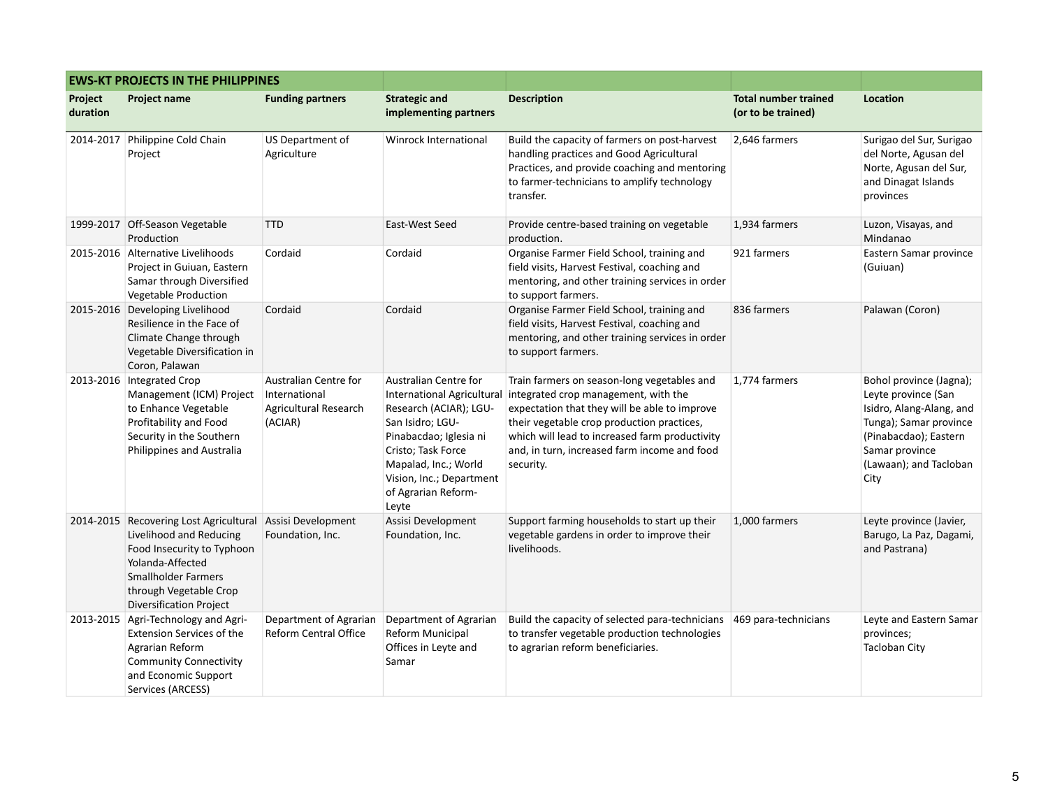| EWS-KT PROJECTS IN THE PHILIPPINES | | | | | | |
|---|---|---|---|---|---|---|
| **Project duration** | **Project name** | **Funding partners** | **Strategic and implementing partners** | **Description** | **Total number trained (or to be trained)** | **Location** |
| 2014-2017 | Philippine Cold Chain Project | US Department of Agriculture | Winrock International | Build the capacity of farmers on post-harvest handling practices and Good Agricultural Practices, and provide coaching and mentoring to farmer-technicians to amplify technology transfer. | 2,646 farmers | Surigao del Sur, Surigao del Norte, Agusan del Norte, Agusan del Sur, and Dinagat Islands provinces |
| 1999-2017 | Off-Season Vegetable Production | TTD | East-West Seed | Provide centre-based training on vegetable production. | 1,934 farmers | Luzon, Visayas, and Mindanao |
| 2015-2016 | Alternative Livelihoods Project in Guiuan, Eastern Samar through Diversified Vegetable Production | Cordaid | Cordaid | Organise Farmer Field School, training and field visits, Harvest Festival, coaching and mentoring, and other training services in order to support farmers. | 921 farmers | Eastern Samar province (Guiuan) |
| 2015-2016 | Developing Livelihood Resilience in the Face of Climate Change through Vegetable Diversification in Coron, Palawan | Cordaid | Cordaid | Organise Farmer Field School, training and field visits, Harvest Festival, coaching and mentoring, and other training services in order to support farmers. | 836 farmers | Palawan (Coron) |
| 2013-2016 | Integrated Crop Management (ICM) Project to Enhance Vegetable Profitability and Food Security in the Southern Philippines and Australia | Australian Centre for International Agricultural Research (ACIAR) | Australian Centre for International Agricultural Research (ACIAR); LGU-San Isidro; LGU-Pinabacdao; Iglesia ni Cristo; Task Force Mapalad, Inc.; World Vision, Inc.; Department of Agrarian Reform-Leyte | Train farmers on season-long vegetables and integrated crop management, with the expectation that they will be able to improve their vegetable crop production practices, which will lead to increased farm productivity and, in turn, increased farm income and food security. | 1,774 farmers | Bohol province (Jagna); Leyte province (San Isidro, Alang-Alang, and Tunga); Samar province (Pinabacdao); Eastern Samar province (Lawaan); and Tacloban City |
| 2014-2015 | Recovering Lost Agricultural Livelihood and Reducing Food Insecurity to Typhoon Yolanda-Affected Smallholder Farmers through Vegetable Crop Diversification Project | Assisi Development Foundation, Inc. | Assisi Development Foundation, Inc. | Support farming households to start up their vegetable gardens in order to improve their livelihoods. | 1,000 farmers | Leyte province (Javier, Barugo, La Paz, Dagami, and Pastrana) |
| 2013-2015 | Agri-Technology and Agri-Extension Services of the Agrarian Reform Community Connectivity and Economic Support Services (ARCESS) | Department of Agrarian Reform Central Office | Department of Agrarian Reform Municipal Offices in Leyte and Samar | Build the capacity of selected para-technicians to transfer vegetable production technologies to agrarian reform beneficiaries. | 469 para-technicians | Leyte and Eastern Samar provinces; Tacloban City |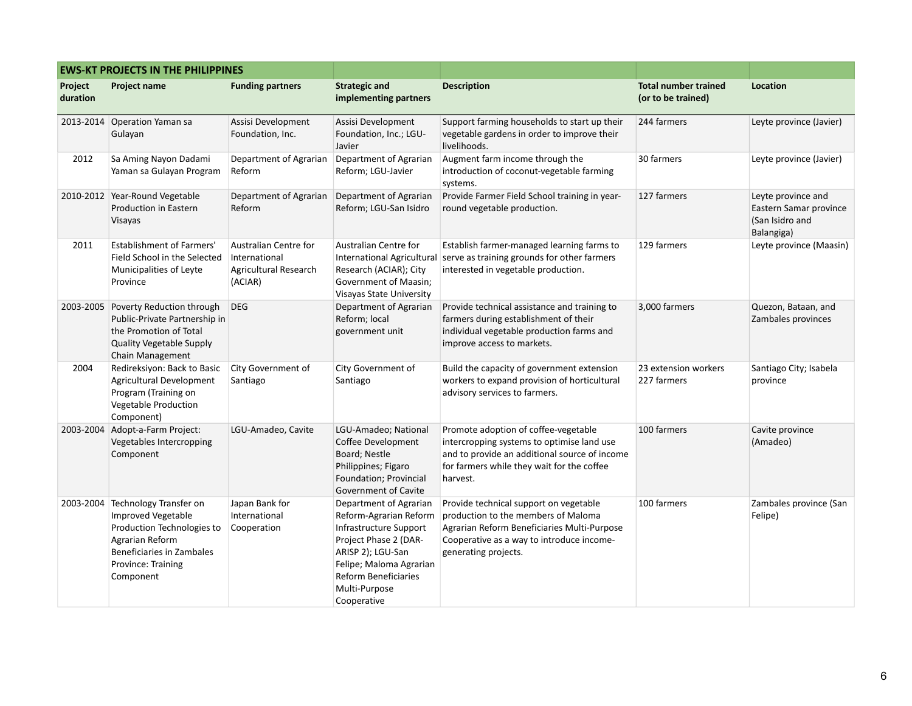| EWS-KT PROJECTS IN THE PHILIPPINES | | | | | | |
|---|---|---|---|---|---|---|
| **Project duration** | **Project name** | **Funding partners** | **Strategic and implementing partners** | **Description** | **Total number trained (or to be trained)** | **Location** |
| 2013-2014 | Operation Yaman sa Gulayan | Assisi Development Foundation, Inc. | Assisi Development Foundation, Inc.; LGU-Javier | Support farming households to start up their vegetable gardens in order to improve their livelihoods. | 244 farmers | Leyte province (Javier) |
| 2012 | Sa Aming Nayon Dadami Yaman sa Gulayan Program | Department of Agrarian Reform | Department of Agrarian Reform; LGU-Javier | Augment farm income through the introduction of coconut-vegetable farming systems. | 30 farmers | Leyte province (Javier) |
| 2010-2012 | Year-Round Vegetable Production in Eastern Visayas | Department of Agrarian Reform | Department of Agrarian Reform; LGU-San Isidro | Provide Farmer Field School training in year-round vegetable production. | 127 farmers | Leyte province and Eastern Samar province (San Isidro and Balangiga) |
| 2011 | Establishment of Farmers' Field School in the Selected Municipalities of Leyte Province | Australian Centre for International Agricultural Research (ACIAR) | Australian Centre for International Agricultural Research (ACIAR); City Government of Maasin; Visayas State University | Establish farmer-managed learning farms to serve as training grounds for other farmers interested in vegetable production. | 129 farmers | Leyte province (Maasin) |
| 2003-2005 | Poverty Reduction through Public-Private Partnership in the Promotion of Total Quality Vegetable Supply Chain Management | DEG | Department of Agrarian Reform; local government unit | Provide technical assistance and training to farmers during establishment of their individual vegetable production farms and improve access to markets. | 3,000 farmers | Quezon, Bataan, and Zambales provinces |
| 2004 | Redireksiyon: Back to Basic Agricultural Development Program (Training on Vegetable Production Component) | City Government of Santiago | City Government of Santiago | Build the capacity of government extension workers to expand provision of horticultural advisory services to farmers. | 23 extension workers 227 farmers | Santiago City; Isabela province |
| 2003-2004 | Adopt-a-Farm Project: Vegetables Intercropping Component | LGU-Amadeo, Cavite | LGU-Amadeo; National Coffee Development Board; Nestle Philippines; Figaro Foundation; Provincial Government of Cavite | Promote adoption of coffee-vegetable intercropping systems to optimise land use and to provide an additional source of income for farmers while they wait for the coffee harvest. | 100 farmers | Cavite province (Amadeo) |
| 2003-2004 | Technology Transfer on Improved Vegetable Production Technologies to Agrarian Reform Beneficiaries in Zambales Province: Training Component | Japan Bank for International Cooperation | Department of Agrarian Reform-Agrarian Reform Infrastructure Support Project Phase 2 (DAR-ARISP 2); LGU-San Felipe; Maloma Agrarian Reform Beneficiaries Multi-Purpose Cooperative | Provide technical support on vegetable production to the members of Maloma Agrarian Reform Beneficiaries Multi-Purpose Cooperative as a way to introduce income-generating projects. | 100 farmers | Zambales province (San Felipe) |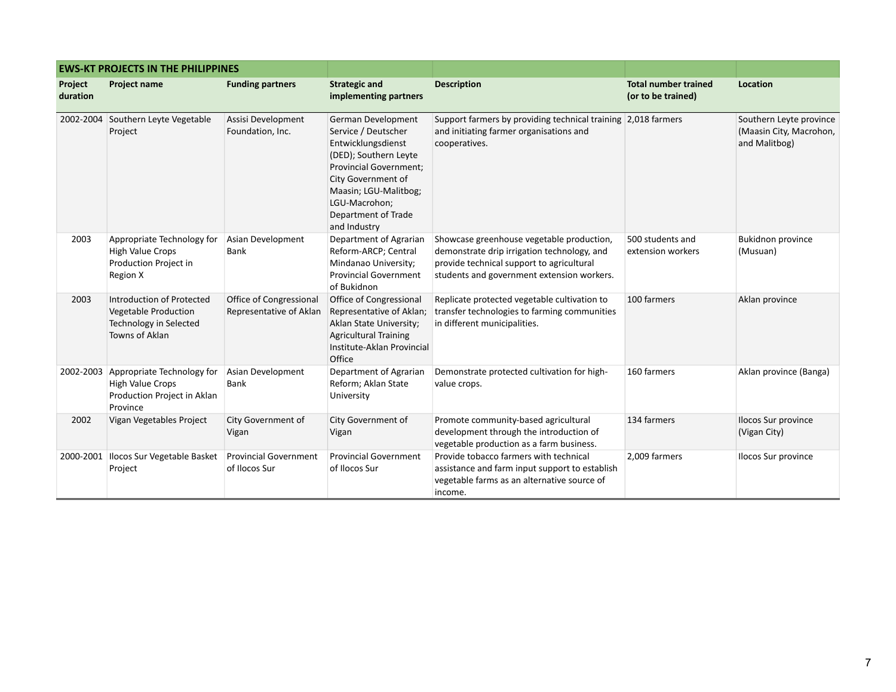| EWS-KT PROJECTS IN THE PHILIPPINES | | | | | | |
|---|---|---|---|---|---|---|
| **Project duration** | **Project name** | **Funding partners** | **Strategic and implementing partners** | **Description** | **Total number trained (or to be trained)** | **Location** |
| 2002-2004 | Southern Leyte Vegetable Project | Assisi Development Foundation, Inc. | German Development Service / Deutscher Entwicklungsdienst (DED); Southern Leyte Provincial Government; City Government of Maasin; LGU-Malitbog; LGU-Macrohon; Department of Trade and Industry | Support farmers by providing technical training and initiating farmer organisations and cooperatives. | 2,018 farmers | Southern Leyte province (Maasin City, Macrohon, and Malitbog) |
| 2003 | Appropriate Technology for High Value Crops Production Project in Region X | Asian Development Bank | Department of Agrarian Reform-ARCP; Central Mindanao University; Provincial Government of Bukidnon | Showcase greenhouse vegetable production, demonstrate drip irrigation technology, and provide technical support to agricultural students and government extension workers. | 500 students and extension workers | Bukidnon province (Musuan) |
| 2003 | Introduction of Protected Vegetable Production Technology in Selected Towns of Aklan | Office of Congressional Representative of Aklan | Office of Congressional Representative of Aklan; Aklan State University; Agricultural Training Institute-Aklan Provincial Office | Replicate protected vegetable cultivation to transfer technologies to farming communities in different municipalities. | 100 farmers | Aklan province |
| 2002-2003 | Appropriate Technology for High Value Crops Production Project in Aklan Province | Asian Development Bank | Department of Agrarian Reform; Aklan State University | Demonstrate protected cultivation for high-value crops. | 160 farmers | Aklan province (Banga) |
| 2002 | Vigan Vegetables Project | City Government of Vigan | City Government of Vigan | Promote community-based agricultural development through the introduction of vegetable production as a farm business. | 134 farmers | Ilocos Sur province (Vigan City) |
| 2000-2001 | Ilocos Sur Vegetable Basket Project | Provincial Government of Ilocos Sur | Provincial Government of Ilocos Sur | Provide tobacco farmers with technical assistance and farm input support to establish vegetable farms as an alternative source of income. | 2,009 farmers | Ilocos Sur province |